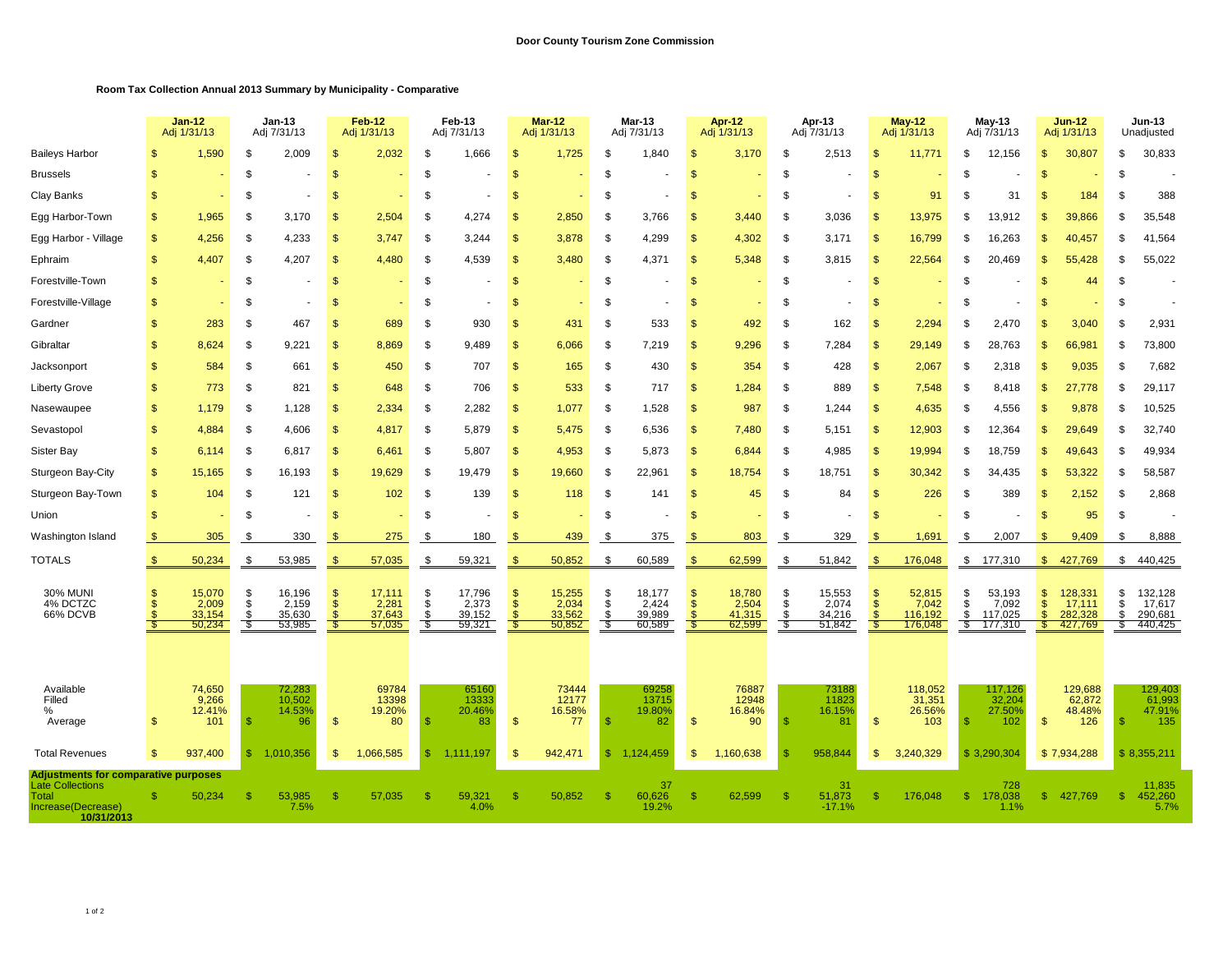# Door County Tourism Zone Commission

## Room Tax Collection Annual 2013 Summary by Municipality - Comparative

| | Jan-12 Adj 1/31/13 | Jan-13 Adj 7/31/13 | Feb-12 Adj 1/31/13 | Feb-13 Adj 7/31/13 | Mar-12 Adj 1/31/13 | Mar-13 Adj 7/31/13 | Apr-12 Adj 1/31/13 | Apr-13 Adj 7/31/13 | May-12 Adj 1/31/13 | May-13 Adj 7/31/13 | Jun-12 Adj 1/31/13 | Jun-13 Unadjusted |
|---|---|---|---|---|---|---|---|---|---|---|---|---|
| Baileys Harbor | $ 1,590 | $ 2,009 | $ 2,032 | $ 1,666 | $ 1,725 | $ 1,840 | $ 3,170 | $ 2,513 | $ 11,771 | $ 12,156 | $ 30,807 | $ 30,833 |
| Brussels | $ - | $ - | $ - | $ - | $ - | $ - | $ - | $ - | $ - | $ - | $ - | $ - |
| Clay Banks | $ - | $ - | $ - | $ - | $ - | $ - | $ - | $ - | $ 91 | $ 31 | $ 184 | $ 388 |
| Egg Harbor-Town | $ 1,965 | $ 3,170 | $ 2,504 | $ 4,274 | $ 2,850 | $ 3,766 | $ 3,440 | $ 3,036 | $ 13,975 | $ 13,912 | $ 39,866 | $ 35,548 |
| Egg Harbor - Village | $ 4,256 | $ 4,233 | $ 3,747 | $ 3,244 | $ 3,878 | $ 4,299 | $ 4,302 | $ 3,171 | $ 16,799 | $ 16,263 | $ 40,457 | $ 41,564 |
| Ephraim | $ 4,407 | $ 4,207 | $ 4,480 | $ 4,539 | $ 3,480 | $ 4,371 | $ 5,348 | $ 3,815 | $ 22,564 | $ 20,469 | $ 55,428 | $ 55,022 |
| Forestville-Town | $ - | $ - | $ - | $ - | $ - | $ - | $ - | $ - | $ - | $ - | $ 44 | $ - |
| Forestville-Village | $ - | $ - | $ - | $ - | $ - | $ - | $ - | $ - | $ - | $ - | $ - | $ - |
| Gardner | $ 283 | $ 467 | $ 689 | $ 930 | $ 431 | $ 533 | $ 492 | $ 162 | $ 2,294 | $ 2,470 | $ 3,040 | $ 2,931 |
| Gibraltar | $ 8,624 | $ 9,221 | $ 8,869 | $ 9,489 | $ 6,066 | $ 7,219 | $ 9,296 | $ 7,284 | $ 29,149 | $ 28,763 | $ 66,981 | $ 73,800 |
| Jacksonport | $ 584 | $ 661 | $ 450 | $ 707 | $ 165 | $ 430 | $ 354 | $ 428 | $ 2,067 | $ 2,318 | $ 9,035 | $ 7,682 |
| Liberty Grove | $ 773 | $ 821 | $ 648 | $ 706 | $ 533 | $ 717 | $ 1,284 | $ 889 | $ 7,548 | $ 8,418 | $ 27,778 | $ 29,117 |
| Nasewaupee | $ 1,179 | $ 1,128 | $ 2,334 | $ 2,282 | $ 1,077 | $ 1,528 | $ 987 | $ 1,244 | $ 4,635 | $ 4,556 | $ 9,878 | $ 10,525 |
| Sevastopol | $ 4,884 | $ 4,606 | $ 4,817 | $ 5,879 | $ 5,475 | $ 6,536 | $ 7,480 | $ 5,151 | $ 12,903 | $ 12,364 | $ 29,649 | $ 32,740 |
| Sister Bay | $ 6,114 | $ 6,817 | $ 6,461 | $ 5,807 | $ 4,953 | $ 5,873 | $ 6,844 | $ 4,985 | $ 19,994 | $ 18,759 | $ 49,643 | $ 49,934 |
| Sturgeon Bay-City | $ 15,165 | $ 16,193 | $ 19,629 | $ 19,479 | $ 19,660 | $ 22,961 | $ 18,754 | $ 18,751 | $ 30,342 | $ 34,435 | $ 53,322 | $ 58,587 |
| Sturgeon Bay-Town | $ 104 | $ 121 | $ 102 | $ 139 | $ 118 | $ 141 | $ 45 | $ 84 | $ 226 | $ 389 | $ 2,152 | $ 2,868 |
| Union | $ - | $ - | $ - | $ - | $ - | $ - | $ - | $ - | $ - | $ - | $ 95 | $ - |
| Washington Island | $ 305 | $ 330 | $ 275 | $ 180 | $ 439 | $ 375 | $ 803 | $ 329 | $ 1,691 | $ 2,007 | $ 9,409 | $ 8,888 |
| TOTALS | $ 50,234 | $ 53,985 | $ 57,035 | $ 59,321 | $ 50,852 | $ 60,589 | $ 62,599 | $ 51,842 | $ 176,048 | $ 177,310 | $ 427,769 | $ 440,425 |
| 30% MUNI | $ 15,070 | $ 16,196 | $ 17,111 | $ 17,796 | $ 15,255 | $ 18,177 | $ 18,780 | $ 15,553 | $ 52,815 | $ 53,193 | $ 128,331 | $ 132,128 |
| 4% DCTZC | $ 2,009 | $ 2,159 | $ 2,281 | $ 2,373 | $ 2,034 | $ 2,424 | $ 2,504 | $ 2,074 | $ 7,042 | $ 7,092 | $ 17,111 | $ 17,617 |
| 66% DCVB | $ 33,154 | $ 35,630 | $ 37,643 | $ 39,152 | $ 33,562 | $ 39,989 | $ 41,315 | $ 34,216 | $ 116,192 | $ 117,025 | $ 282,328 | $ 290,681 |
| | $ 50,234 | $ 53,985 | $ 57,035 | $ 59,321 | $ 50,852 | $ 60,589 | $ 62,599 | $ 51,842 | $ 176,048 | $ 177,310 | $ 427,769 | $ 440,425 |
| Available | 74,650 | 72,283 | 69784 | 65160 | 73444 | 69258 | 76887 | 73188 | 118,052 | 117,126 | 129,688 | 129,403 |
| Filled | 9,266 | 10,502 | 13398 | 13333 | 12177 | 13715 | 12948 | 11823 | 31,351 | 32,204 | 62,872 | 61,993 |
| % | 12.41% | 14.53% | 19.20% | 20.46% | 16.58% | 19.80% | 16.84% | 16.15% | 26.56% | 27.50% | 48.48% | 47.91% |
| Average | $ 101 | $ 96 | $ 80 | $ 83 | $ 77 | $ 82 | $ 90 | $ 81 | $ 103 | $ 102 | $ 126 | $ 135 |
| Total Revenues | $ 937,400 | $ 1,010,356 | $ 1,066,585 | $ 1,111,197 | $ 942,471 | $ 1,124,459 | $ 1,160,638 | $ 958,844 | $ 3,240,329 | $ 3,290,304 | $ 7,934,288 | $ 8,355,211 |
| **Adjustments for comparative purposes** | | | | | | | | | | | | |
| Late Collections | | | | | | 37 | | 31 | | 728 | | 11,835 |
| Total | $ 50,234 | $ 53,985 | $ 57,035 | $ 59,321 | $ 50,852 | $ 60,626 | $ 62,599 | $ 51,873 | $ 176,048 | $ 178,038 | $ 427,769 | $ 452,260 |
| Increase(Decrease) | | 7.5% | | 4.0% | | 19.2% | | -17.1% | | 1.1% | | 5.7% |
| **10/31/2013** | | | | | | | | | | | | |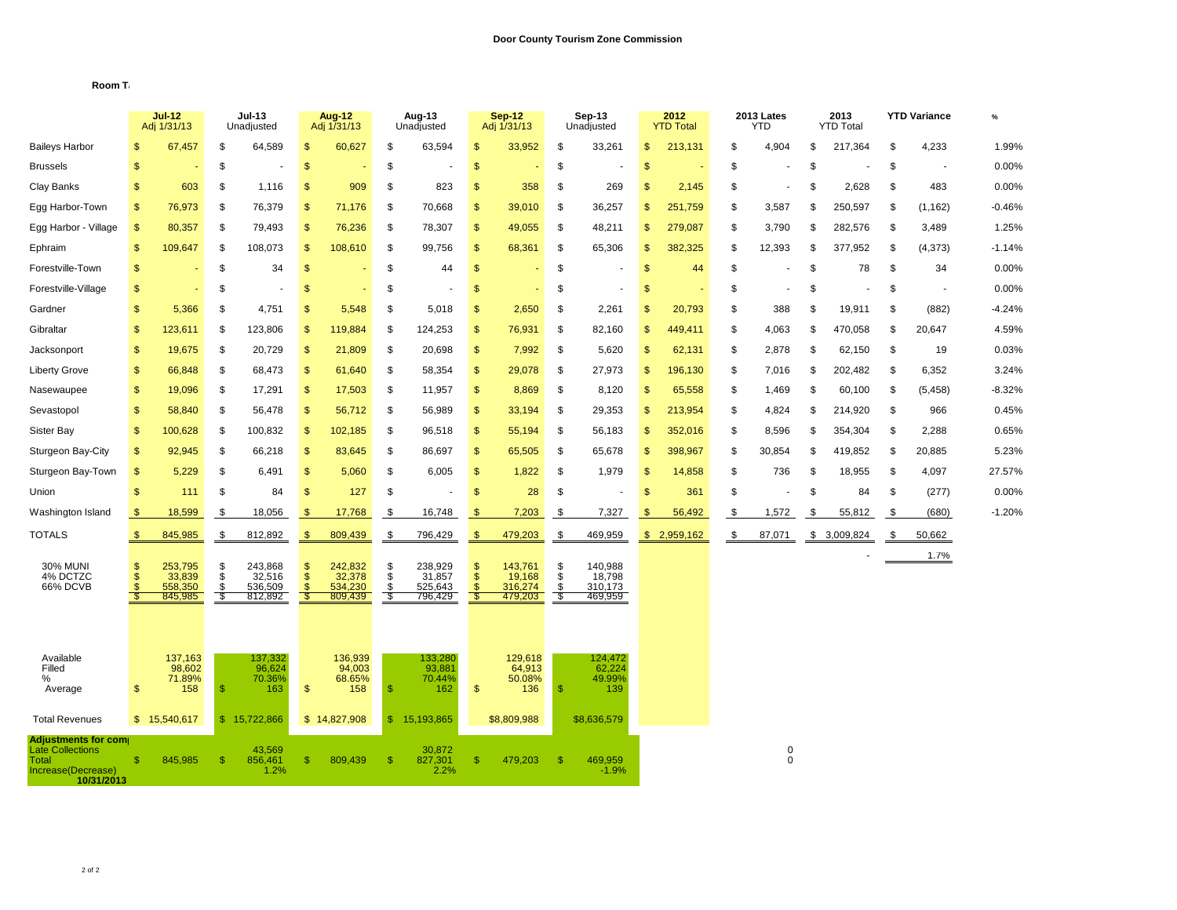**Door County Tourism Zone Commission**

**Room T**

| | Jul-12 Adj 1/31/13 | Jul-13 Unadjusted | Aug-12 Adj 1/31/13 | Aug-13 Unadjusted | Sep-12 Adj 1/31/13 | Sep-13 Unadjusted | 2012 YTD Total | 2013 Lates YTD | 2013 YTD Total | YTD Variance | % |
|---|---|---|---|---|---|---|---|---|---|---|---|
| Baileys Harbor | $ 67,457 | $ 64,589 | $ 60,627 | $ 63,594 | $ 33,952 | $ 33,261 | $ 213,131 | $ 4,904 | $ 217,364 | $ 4,233 | 1.99% |
| Brussels | $ - | $ - | $ - | $ - | $ - | $ - | $ - | $ - | $ - | $ - | 0.00% |
| Clay Banks | $ 603 | $ 1,116 | $ 909 | $ 823 | $ 358 | $ 269 | $ 2,145 | $ - | $ 2,628 | $ 483 | 0.00% |
| Egg Harbor-Town | $ 76,973 | $ 76,379 | $ 71,176 | $ 70,668 | $ 39,010 | $ 36,257 | $ 251,759 | $ 3,587 | $ 250,597 | $ (1,162) | -0.46% |
| Egg Harbor - Village | $ 80,357 | $ 79,493 | $ 76,236 | $ 78,307 | $ 49,055 | $ 48,211 | $ 279,087 | $ 3,790 | $ 282,576 | $ 3,489 | 1.25% |
| Ephraim | $ 109,647 | $ 108,073 | $ 108,610 | $ 99,756 | $ 68,361 | $ 65,306 | $ 382,325 | $ 12,393 | $ 377,952 | $ (4,373) | -1.14% |
| Forestville-Town | $ - | $ 34 | $ - | $ 44 | $ - | $ - | $ 44 | $ - | $ 78 | $ 34 | 0.00% |
| Forestville-Village | $ - | $ - | $ - | $ - | $ - | $ - | $ - | $ - | $ - | $ - | 0.00% |
| Gardner | $ 5,366 | $ 4,751 | $ 5,548 | $ 5,018 | $ 2,650 | $ 2,261 | $ 20,793 | $ 388 | $ 19,911 | $ (882) | -4.24% |
| Gibraltar | $ 123,611 | $ 123,806 | $ 119,884 | $ 124,253 | $ 76,931 | $ 82,160 | $ 449,411 | $ 4,063 | $ 470,058 | $ 20,647 | 4.59% |
| Jacksonport | $ 19,675 | $ 20,729 | $ 21,809 | $ 20,698 | $ 7,992 | $ 5,620 | $ 62,131 | $ 2,878 | $ 62,150 | $ 19 | 0.03% |
| Liberty Grove | $ 66,848 | $ 68,473 | $ 61,640 | $ 58,354 | $ 29,078 | $ 27,973 | $ 196,130 | $ 7,016 | $ 202,482 | $ 6,352 | 3.24% |
| Nasewaupee | $ 19,096 | $ 17,291 | $ 17,503 | $ 11,957 | $ 8,869 | $ 8,120 | $ 65,558 | $ 1,469 | $ 60,100 | $ (5,458) | -8.32% |
| Sevastopol | $ 58,840 | $ 56,478 | $ 56,712 | $ 56,989 | $ 33,194 | $ 29,353 | $ 213,954 | $ 4,824 | $ 214,920 | $ 966 | 0.45% |
| Sister Bay | $ 100,628 | $ 100,832 | $ 102,185 | $ 96,518 | $ 55,194 | $ 56,183 | $ 352,016 | $ 8,596 | $ 354,304 | $ 2,288 | 0.65% |
| Sturgeon Bay-City | $ 92,945 | $ 66,218 | $ 83,645 | $ 86,697 | $ 65,505 | $ 65,678 | $ 398,967 | $ 30,854 | $ 419,852 | $ 20,885 | 5.23% |
| Sturgeon Bay-Town | $ 5,229 | $ 6,491 | $ 5,060 | $ 6,005 | $ 1,822 | $ 1,979 | $ 14,858 | $ 736 | $ 18,955 | $ 4,097 | 27.57% |
| Union | $ 111 | $ 84 | $ 127 | $ - | $ 28 | $ - | $ 361 | $ - | $ 84 | $ (277) | 0.00% |
| Washington Island | $ 18,599 | $ 18,056 | $ 17,768 | $ 16,748 | $ 7,203 | $ 7,327 | $ 56,492 | $ 1,572 | $ 55,812 | $ (680) | -1.20% |
| TOTALS | $ 845,985 | $ 812,892 | $ 809,439 | $ 796,429 | $ 479,203 | $ 469,959 | $ 2,959,162 | $ 87,071 | $ 3,009,824 | $ 50,662 | |
| | | | | | | | | | - | 1.7% | |
| 30% MUNI | $ 253,795 | $ 243,868 | $ 242,832 | $ 238,929 | $ 143,761 | $ 140,988 | | | | | |
| 4% DCTZC | $ 33,839 | $ 32,516 | $ 32,378 | $ 31,857 | $ 19,168 | $ 18,798 | | | | | |
| 66% DCVB | $ 558,350 | $ 536,509 | $ 534,230 | $ 525,643 | $ 316,274 | $ 310,173 | | | | | |
| | $ 845,985 | $ 812,892 | $ 809,439 | $ 796,429 | $ 479,203 | $ 469,959 | | | | | |
| Available | 137,163 | 137,332 | 136,939 | 133,280 | 129,618 | 124,472 | | | | | |
| Filled | 98,602 | 96,624 | 94,003 | 93,881 | 64,913 | 62,224 | | | | | |
| % | 71.89% | 70.36% | 68.65% | 70.44% | 50.08% | 49.99% | | | | | |
| Average | $ 158 | $ 163 | $ 158 | $ 162 | $ 136 | $ 139 | | | | | |
| Total Revenues | $ 15,540,617 | $ 15,722,866 | $ 14,827,908 | $ 15,193,865 | $8,809,988 | $8,636,579 | | | | | |
| **Adjustments for com** | | | | | | | | | | | |
| Late Collections | | 43,569 | | 30,872 | | | | 0 | | | |
| Total | $ 845,985 | $ 856,461 | $ 809,439 | $ 827,301 | $ 479,203 | $ 469,959 | | 0 | | | |
| Increase(Decrease) | | 1.2% | | 2.2% | | -1.9% | | | | | |
| **10/31/2013** | | | | | | | | | | | |